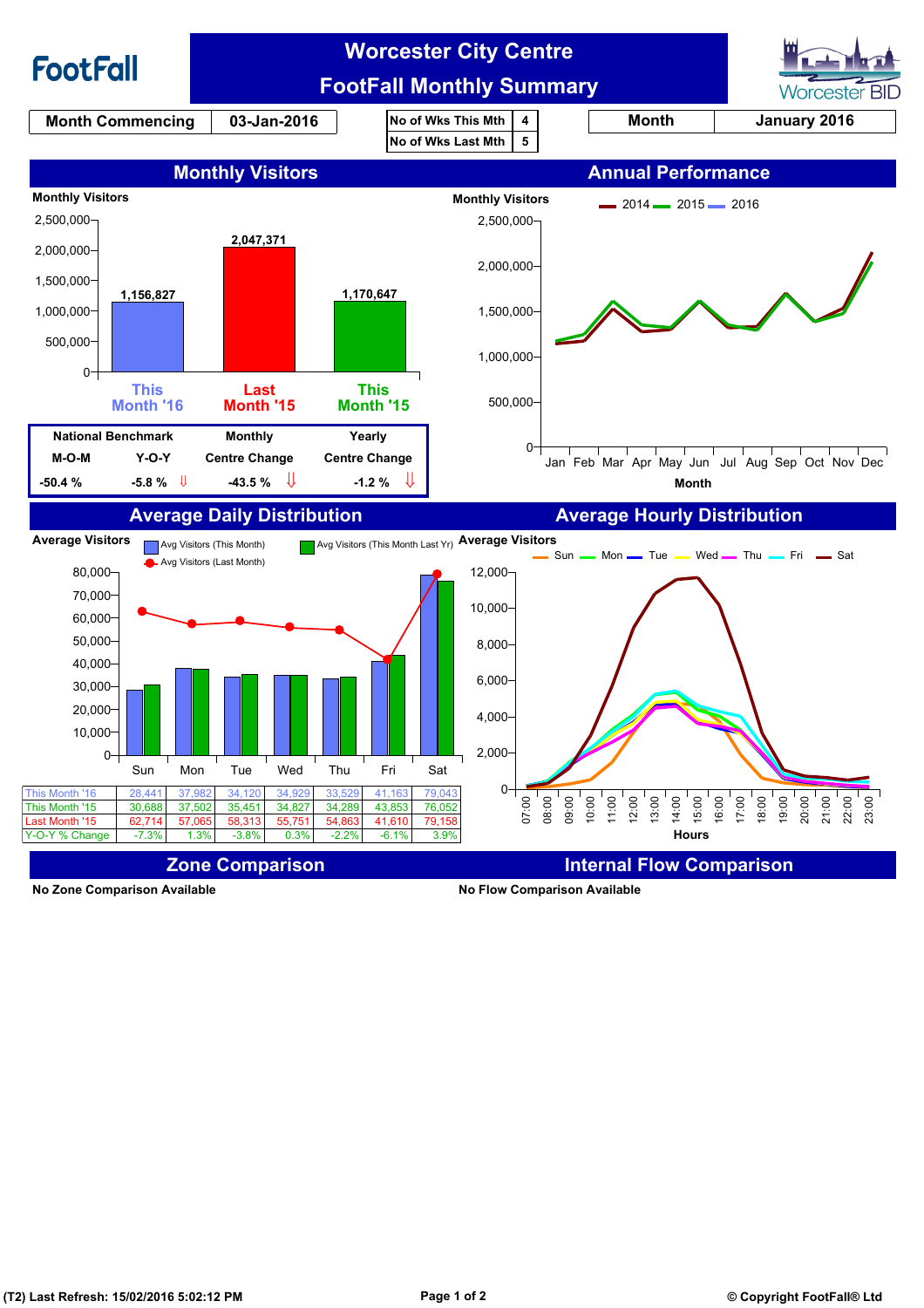**FootFall**

# Worcester City Centre
# FootFall Monthly Summary

Worcester BID

| | | | | | |
|---|---|---|---|---|---|
| Month Commencing | 03-Jan-2016 | No of Wks This Mth | 4 | Month | January 2016 |
| | | No of Wks Last Mth | 5 | | |

## Monthly Visitors

Monthly Visitors

2,500,000
2,000,000
1,500,000
1,000,000
500,000
0

1,156,827
2,047,371
1,170,647

This Month '16
Last Month '15
This Month '15

| National Benchmark | | Monthly | Yearly |
|---|---|---|---|
| M-O-M | Y-O-Y | Centre Change | Centre Change |
| -50.4 % | -5.8 % ⇓ | -43.5 % ⇓ | -1.2 % ⇓ |

## Annual Performance

Monthly Visitors

2014 2015 2016

2,500,000
2,000,000
1,500,000
1,000,000
500,000
0

Jan Feb Mar Apr May Jun Jul Aug Sep Oct Nov Dec

Month

## Average Daily Distribution

Average Visitors

Avg Visitors (This Month)
Avg Visitors (Last Month)
Avg Visitors (This Month Last Yr)

80,000
70,000
60,000
50,000
40,000
30,000
20,000
10,000
0

| | Sun | Mon | Tue | Wed | Thu | Fri | Sat |
|---|---|---|---|---|---|---|---|
| This Month '16 | 28,441 | 37,982 | 34,120 | 34,929 | 33,529 | 41,163 | 79,043 |
| This Month '15 | 30,688 | 37,502 | 35,451 | 34,827 | 34,289 | 43,853 | 76,052 |
| Last Month '15 | 62,714 | 57,065 | 58,313 | 55,751 | 54,863 | 41,610 | 79,158 |
| Y-O-Y % Change | -7.3% | 1.3% | -3.8% | 0.3% | -2.2% | -6.1% | 3.9% |

## Average Hourly Distribution

Average Visitors

Sun Mon Tue Wed Thu Fri Sat

12,000
10,000
8,000
6,000
4,000
2,000
0

07:00 08:00 09:00 10:00 11:00 12:00 13:00 14:00 15:00 16:00 17:00 18:00 19:00 20:00 21:00 22:00 23:00

Hours

## Zone Comparison

**No Zone Comparison Available**

## Internal Flow Comparison

**No Flow Comparison Available**

(T2) Last Refresh: 15/02/2016 5:02:12 PM

© Copyright FootFall® Ltd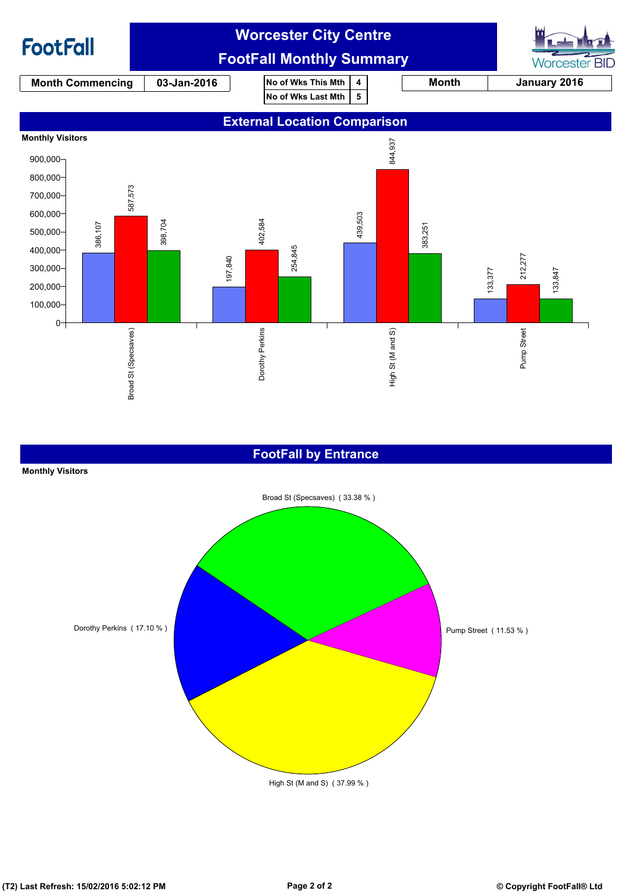# Worcester City Centre FootFall Monthly Summary

FootFall

Worcester BID

| | | | | | |
|---|---|---|---|---|---|
| Month Commencing | 03-Jan-2016 | No of Wks This Mth | 4 | Month | January 2016 |
| | | No of Wks Last Mth | 5 | | |

## External Location Comparison

Monthly Visitors

900,000
800,000
700,000
600,000
500,000
400,000
300,000
200,000
100,000
0

Broad St (Specsaves): 386,107 / 587,573 / 398,704

Dorothy Perkins: 197,840 / 402,584 / 254,845

High St (M and S): 439,503 / 844,937 / 383,251

Pump Street: 133,377 / 212,277 / 133,847

## FootFall by Entrance

Monthly Visitors

Broad St (Specsaves) ( 33.38 % )

Dorothy Perkins ( 17.10 % )

Pump Street ( 11.53 % )

High St (M and S) ( 37.99 % )

(T2) Last Refresh: 15/02/2016 5:02:12 PM

© Copyright FootFall® Ltd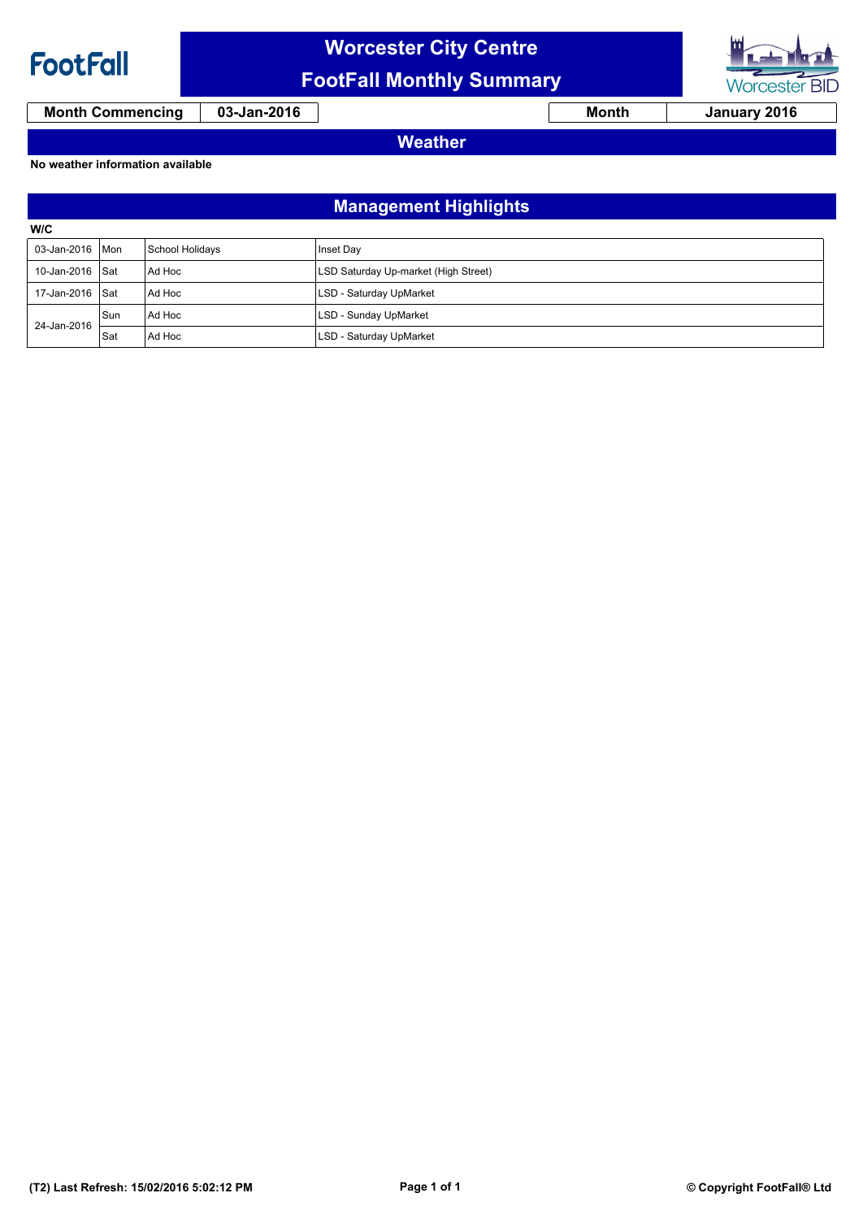# Worcester City Centre

## FootFall Monthly Summary

| Month Commencing | 03-Jan-2016 | Month | January 2016 |
|---|---|---|---|

## Weather

**No weather information available**

## Management Highlights

**W/C**

| | | | |
|---|---|---|---|
| 03-Jan-2016 | Mon | School Holidays | Inset Day |
| 10-Jan-2016 | Sat | Ad Hoc | LSD Saturday Up-market (High Street) |
| 17-Jan-2016 | Sat | Ad Hoc | LSD - Saturday UpMarket |
| 24-Jan-2016 | Sun | Ad Hoc | LSD - Sunday UpMarket |
| | Sat | Ad Hoc | LSD - Saturday UpMarket |

**(T2) Last Refresh: 15/02/2016 5:02:12 PM**

**© Copyright FootFall® Ltd**